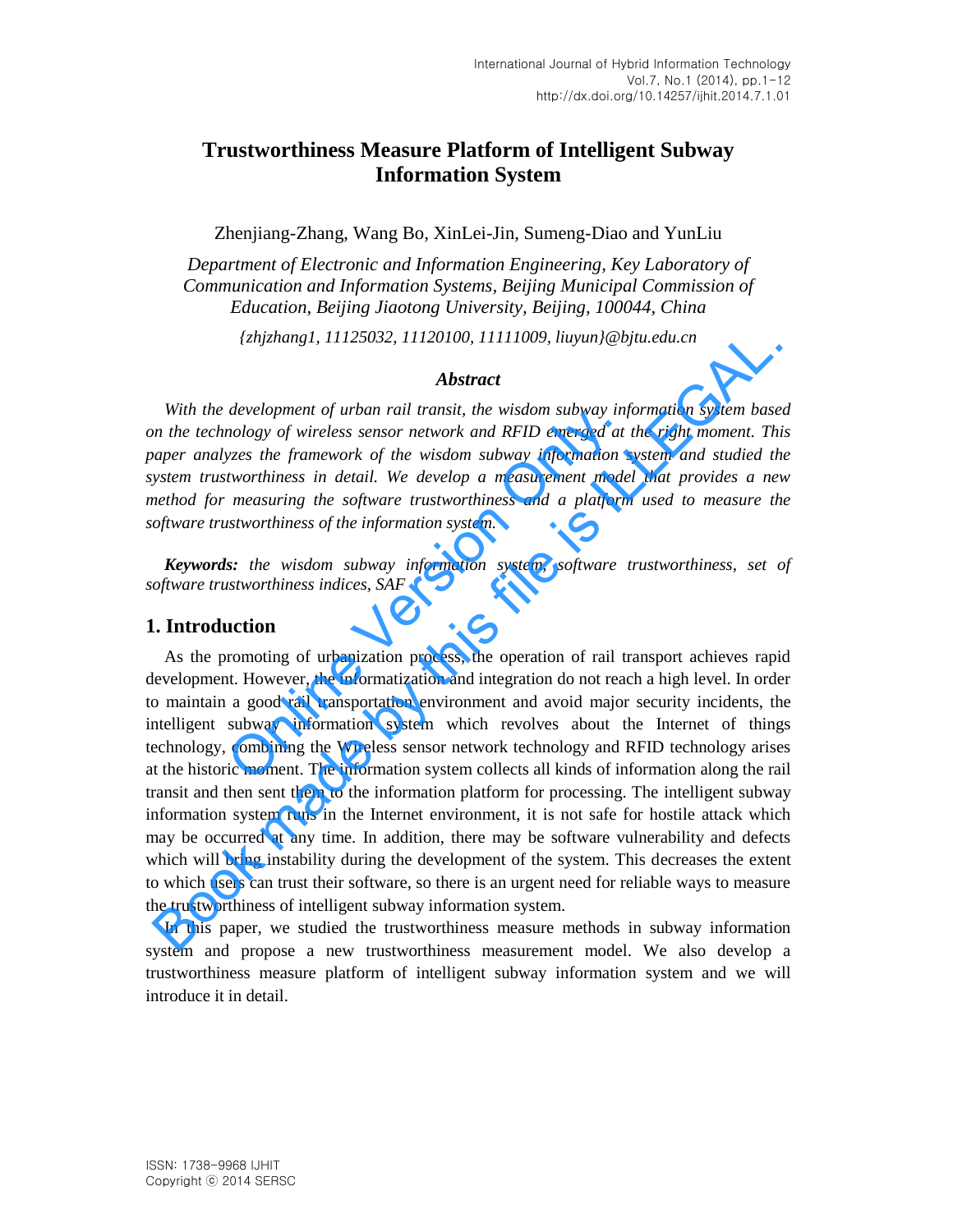# Trustworthiness Measure Platform of Intelligent Subway Information System

Zhenjiang-Zhang, Wang Bo, XinLei-Jin, Sumeng-Diao and YunLiu

*Department of Electronic and Information Engineering, Key Laboratory of Communication and Information Systems, Beijing Municipal Commission of Education, Beijing Jiaotong University, Beijing, 100044, China*

*{zhjzhang1, 11125032, 11120100, 11111009, liuyun}@bjtu.edu.cn*

### *Abstract*

*With the development of urban rail transit, the wisdom subway information system based on the technology of wireless sensor network and RFID emerged at the right moment. This paper analyzes the framework of the wisdom subway information system and studied the system trustworthiness in detail. We develop a measurement model that provides a new method for measuring the software trustworthiness and a platform used to measure the software trustworthiness of the information system.*

***Keywords:** the wisdom subway information system, software trustworthiness, set of software trustworthiness indices, SAF*

## 1. Introduction

As the promoting of urbanization process, the operation of rail transport achieves rapid development. However, the informatization and integration do not reach a high level. In order to maintain a good rail transportation environment and avoid major security incidents, the intelligent subway information system which revolves about the Internet of things technology, combining the Wireless sensor network technology and RFID technology arises at the historic moment. The information system collects all kinds of information along the rail transit and then sent them to the information platform for processing. The intelligent subway information system runs in the Internet environment, it is not safe for hostile attack which may be occurred at any time. In addition, there may be software vulnerability and defects which will bring instability during the development of the system. This decreases the extent to which users can trust their software, so there is an urgent need for reliable ways to measure the trustworthiness of intelligent subway information system.

In this paper, we studied the trustworthiness measure methods in subway information system and propose a new trustworthiness measurement model. We also develop a trustworthiness measure platform of intelligent subway information system and we will introduce it in detail.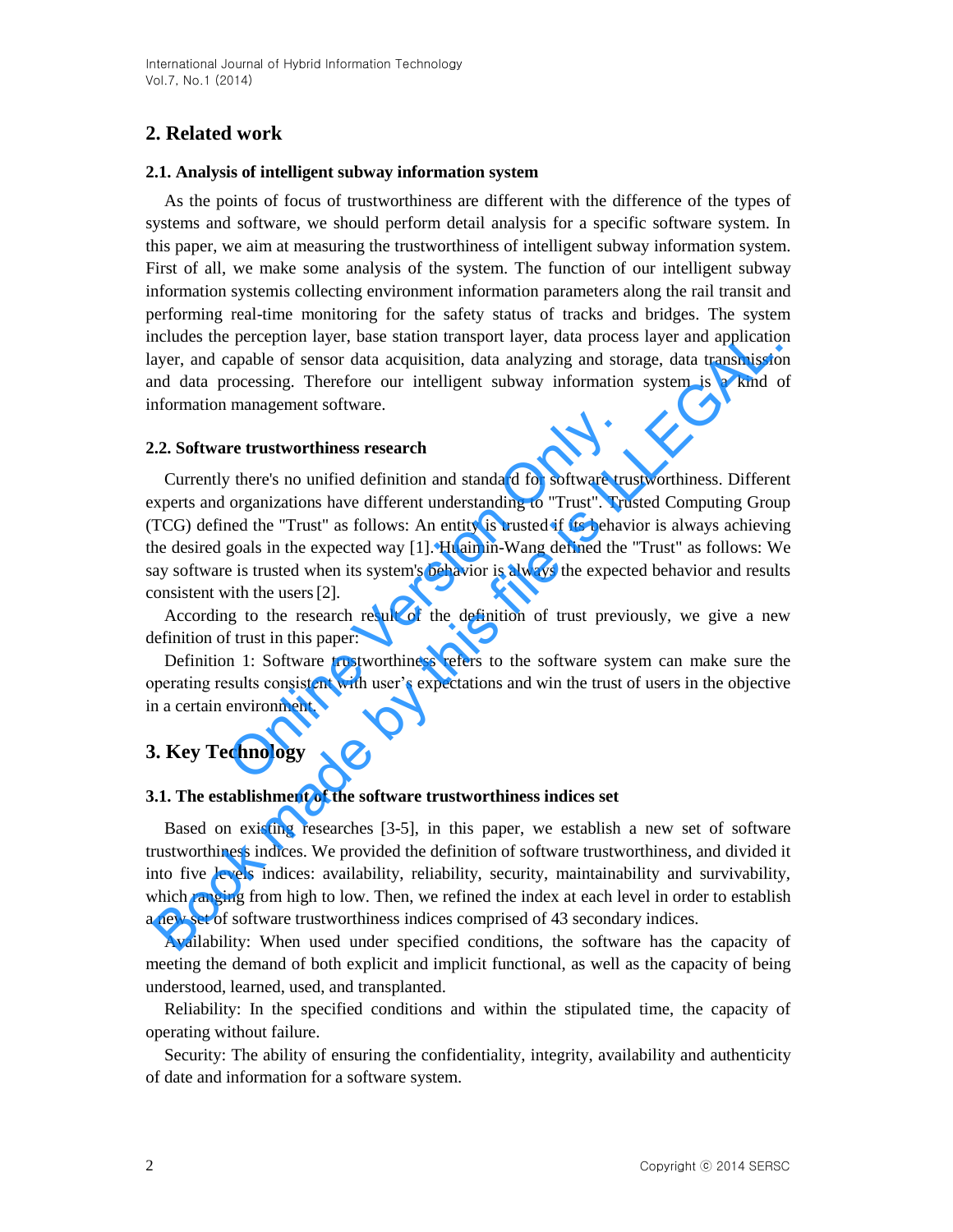## 2. Related work

### 2.1. Analysis of intelligent subway information system

As the points of focus of trustworthiness are different with the difference of the types of systems and software, we should perform detail analysis for a specific software system. In this paper, we aim at measuring the trustworthiness of intelligent subway information system. First of all, we make some analysis of the system. The function of our intelligent subway information systemis collecting environment information parameters along the rail transit and performing real-time monitoring for the safety status of tracks and bridges. The system includes the perception layer, base station transport layer, data process layer and application layer, and capable of sensor data acquisition, data analyzing and storage, data transmission and data processing. Therefore our intelligent subway information system is a kind of information management software.

### 2.2. Software trustworthiness research

Currently there's no unified definition and standard for software trustworthiness. Different experts and organizations have different understanding to "Trust". Trusted Computing Group (TCG) defined the "Trust" as follows: An entity is trusted if its behavior is always achieving the desired goals in the expected way [1]. Huaimin-Wang defined the "Trust" as follows: We say software is trusted when its system's behavior is always the expected behavior and results consistent with the users [2].

According to the research result of the definition of trust previously, we give a new definition of trust in this paper:

Definition 1: Software trustworthiness refers to the software system can make sure the operating results consistent with user's expectations and win the trust of users in the objective in a certain environment.

## 3. Key Technology

### 3.1. The establishment of the software trustworthiness indices set

Based on existing researches [3-5], in this paper, we establish a new set of software trustworthiness indices. We provided the definition of software trustworthiness, and divided it into five levels indices: availability, reliability, security, maintainability and survivability, which ranging from high to low. Then, we refined the index at each level in order to establish a new set of software trustworthiness indices comprised of 43 secondary indices.

Availability: When used under specified conditions, the software has the capacity of meeting the demand of both explicit and implicit functional, as well as the capacity of being understood, learned, used, and transplanted.

Reliability: In the specified conditions and within the stipulated time, the capacity of operating without failure.

Security: The ability of ensuring the confidentiality, integrity, availability and authenticity of date and information for a software system.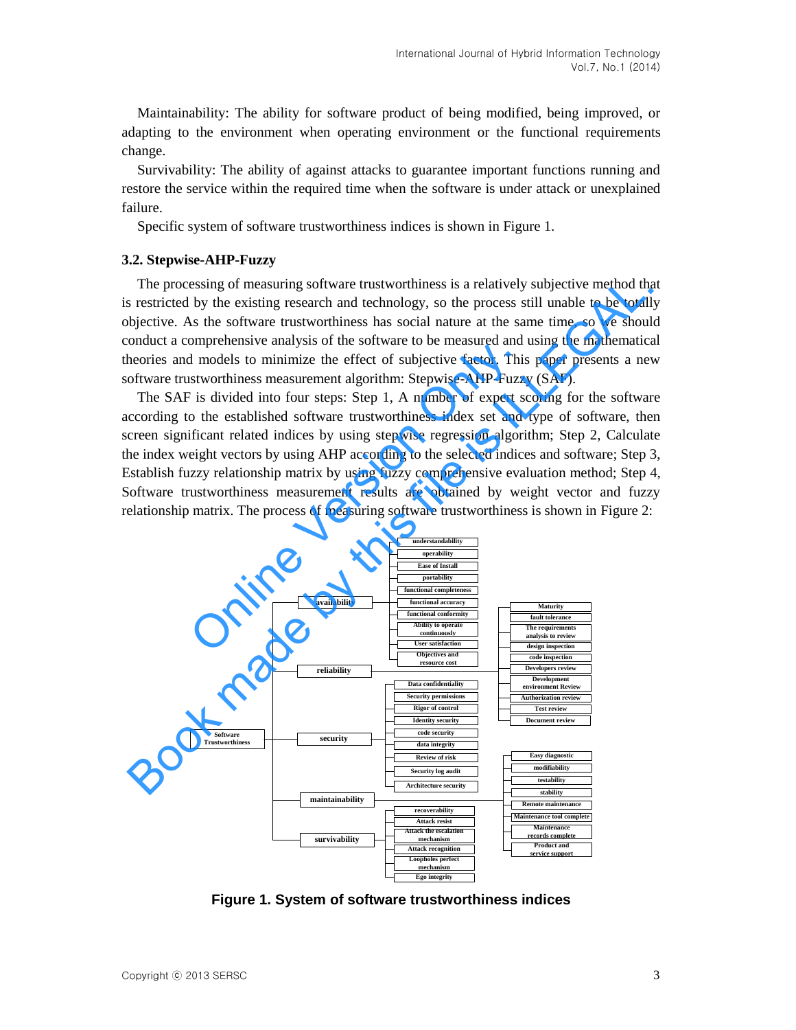Maintainability: The ability for software product of being modified, being improved, or adapting to the environment when operating environment or the functional requirements change.

Survivability: The ability of against attacks to guarantee important functions running and restore the service within the required time when the software is under attack or unexplained failure.

Specific system of software trustworthiness indices is shown in Figure 1.

### 3.2. Stepwise-AHP-Fuzzy

The processing of measuring software trustworthiness is a relatively subjective method that is restricted by the existing research and technology, so the process still unable to be totally objective. As the software trustworthiness has social nature at the same time, so we should conduct a comprehensive analysis of the software to be measured and using the mathematical theories and models to minimize the effect of subjective factor. This paper presents a new software trustworthiness measurement algorithm: Stepwise-AHP-Fuzzy (SAF).

The SAF is divided into four steps: Step 1, A number of expert scoring for the software according to the established software trustworthiness index set and type of software, then screen significant related indices by using stepwise regression algorithm; Step 2, Calculate the index weight vectors by using AHP according to the selected indices and software; Step 3, Establish fuzzy relationship matrix by using fuzzy comprehensive evaluation method; Step 4, Software trustworthiness measurement results are obtained by weight vector and fuzzy relationship matrix. The process of measuring software trustworthiness is shown in Figure 2:

**Figure 1. System of software trustworthiness indices**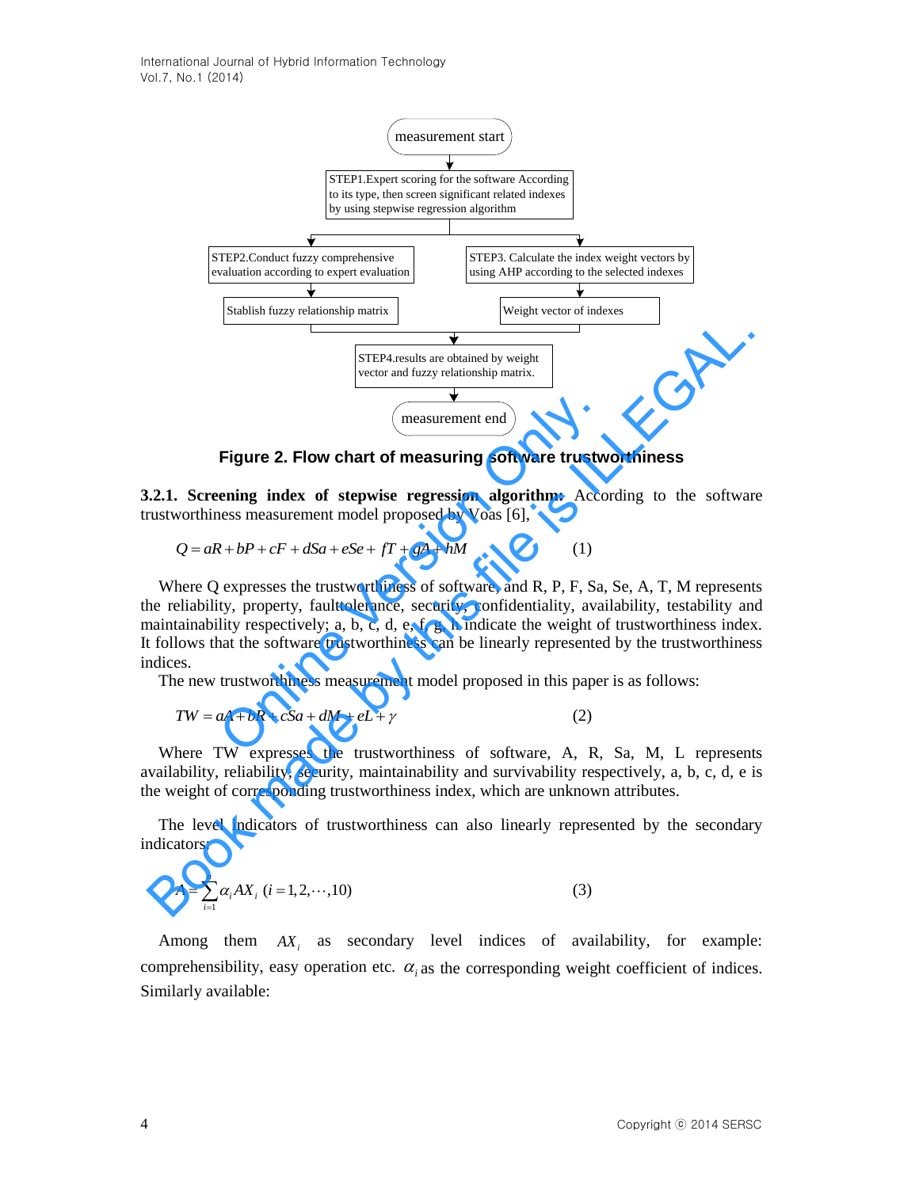measurement start

STEP1.Expert scoring for the software According to its type, then screen significant related indexes by using stepwise regression algorithm

STEP2.Conduct fuzzy comprehensive evaluation according to expert evaluation

STEP3. Calculate the index weight vectors by using AHP according to the selected indexes

Stablish fuzzy relationship matrix

Weight vector of indexes

STEP4.results are obtained by weight vector and fuzzy relationship matrix.

measurement end

**Figure 2. Flow chart of measuring software trustworthiness**

**3.2.1. Screening index of stepwise regression algorithm:** According to the software trustworthiness measurement model proposed by Voas [6],

$$Q = aR + bP + cF + dSa + eSe + fT + gA + hM \quad (1)$$

Where Q expresses the trustworthiness of software, and R, P, F, Sa, Se, A, T, M represents the reliability, property, fault tolerance, security, confidentiality, availability, testability and maintainability respectively; a, b, c, d, e, f, g, h indicate the weight of trustworthiness index. It follows that the software trustworthiness can be linearly represented by the trustworthiness indices.

The new trustworthiness measurement model proposed in this paper is as follows:

$$TW = aA + bR + cSa + dM + eL + \gamma \quad (2)$$

Where TW expresses the trustworthiness of software, A, R, Sa, M, L represents availability, reliability, security, maintainability and survivability respectively, a, b, c, d, e is the weight of corresponding trustworthiness index, which are unknown attributes.

The level indicators of trustworthiness can also linearly represented by the secondary indicators:

$$A = \sum_{i=1} \alpha_i AX_i \ (i = 1, 2, \cdots, 10) \quad (3)$$

Among them $AX_i$ as secondary level indices of availability, for example: comprehensibility, easy operation etc. $\alpha_i$ as the corresponding weight coefficient of indices. Similarly available: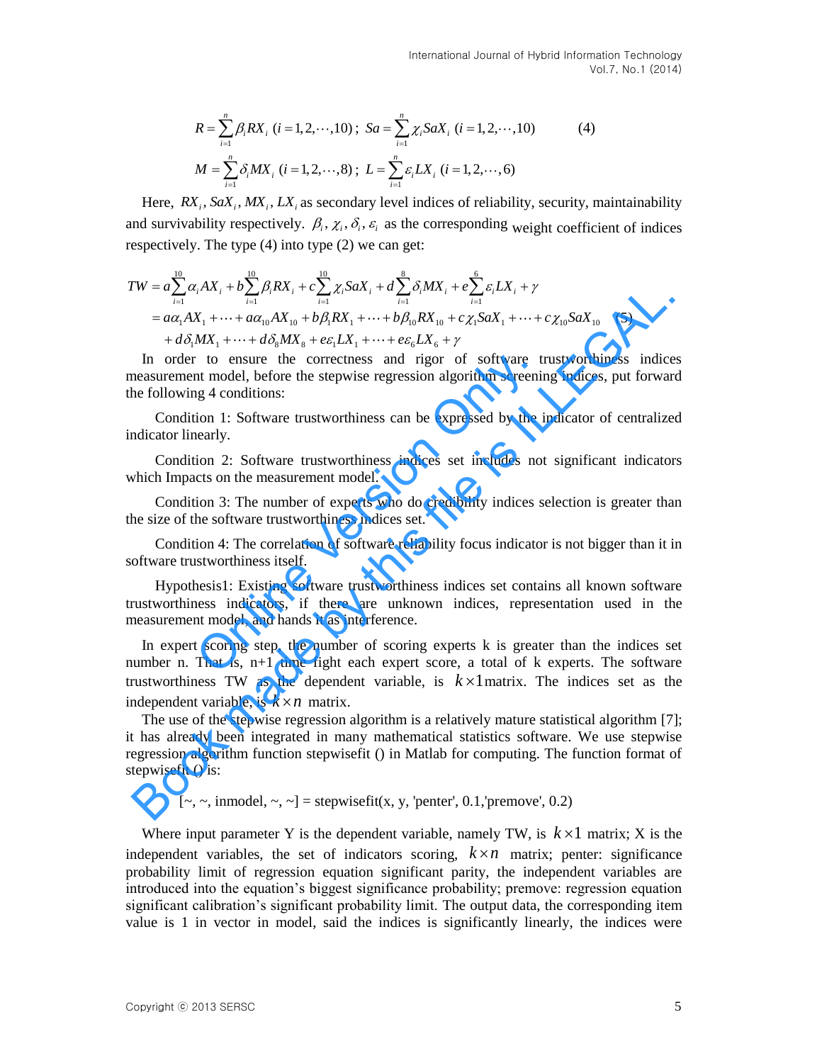$$R = \sum_{i=1}^{n} \beta_i RX_i \ (i = 1,2,\cdots,10)\ ; \ Sa = \sum_{i=1}^{n} \chi_i SaX_i \ (i = 1,2,\cdots,10) \tag{4}$$
$$M = \sum_{i=1}^{n} \delta_i MX_i \ (i = 1,2,\cdots,8)\ ; \ L = \sum_{i=1}^{n} \varepsilon_i LX_i \ (i = 1,2,\cdots,6)$$

Here, $RX_i, SaX_i, MX_i, LX_i$ as secondary level indices of reliability, security, maintainability and survivability respectively. $\beta_i, \chi_i, \delta_i, \varepsilon_i$ as the corresponding weight coefficient of indices respectively. The type (4) into type (2) we can get:

$$\begin{aligned} TW &= a\sum_{i=1}^{10} \alpha_i AX_i + b\sum_{i=1}^{10} \beta_i RX_i + c\sum_{i=1}^{10} \chi_i SaX_i + d\sum_{i=1}^{8} \delta_i MX_i + e\sum_{i=1}^{6} \varepsilon_i LX_i + \gamma \\ &= a\alpha_1 AX_1 + \cdots + a\alpha_{10} AX_{10} + b\beta_1 RX_1 + \cdots + b\beta_{10} RX_{10} + c\chi_1 SaX_1 + \cdots + c\chi_{10} SaX_{10} \\ &\quad + d\delta_1 MX_1 + \cdots + d\delta_8 MX_8 + e\varepsilon_1 LX_1 + \cdots + e\varepsilon_6 LX_6 + \gamma \end{aligned} \tag{5}$$

In order to ensure the correctness and rigor of software trustworthiness indices measurement model, before the stepwise regression algorithm screening indices, put forward the following 4 conditions:

Condition 1: Software trustworthiness can be expressed by the indicator of centralized indicator linearly.

Condition 2: Software trustworthiness indices set includes not significant indicators which Impacts on the measurement model.

Condition 3: The number of experts who do credibility indices selection is greater than the size of the software trustworthiness indices set.

Condition 4: The correlation of software reliability focus indicator is not bigger than it in software trustworthiness itself.

Hypothesis1: Existing software trustworthiness indices set contains all known software trustworthiness indicators, if there are unknown indices, representation used in the measurement model, and hands it as interference.

In expert scoring step, the number of scoring experts k is greater than the indices set number n. That is, n+1 time fight each expert score, a total of k experts. The software trustworthiness TW as the dependent variable, is $k \times 1$ matrix. The indices set as the independent variable, is $k \times n$ matrix.

The use of the stepwise regression algorithm is a relatively mature statistical algorithm [7]; it has already been integrated in many mathematical statistics software. We use stepwise regression algorithm function stepwisefit () in Matlab for computing. The function format of stepwisefit () is:

```
[~, ~, inmodel, ~, ~] = stepwisefit(x, y, 'penter', 0.1,'premove', 0.2)
```

Where input parameter Y is the dependent variable, namely TW, is $k \times 1$ matrix; X is the independent variables, the set of indicators scoring, $k \times n$ matrix; penter: significance probability limit of regression equation significant parity, the independent variables are introduced into the equation's biggest significance probability; premove: regression equation significant calibration's significant probability limit. The output data, the corresponding item value is 1 in vector in model, said the indices is significantly linearly, the indices were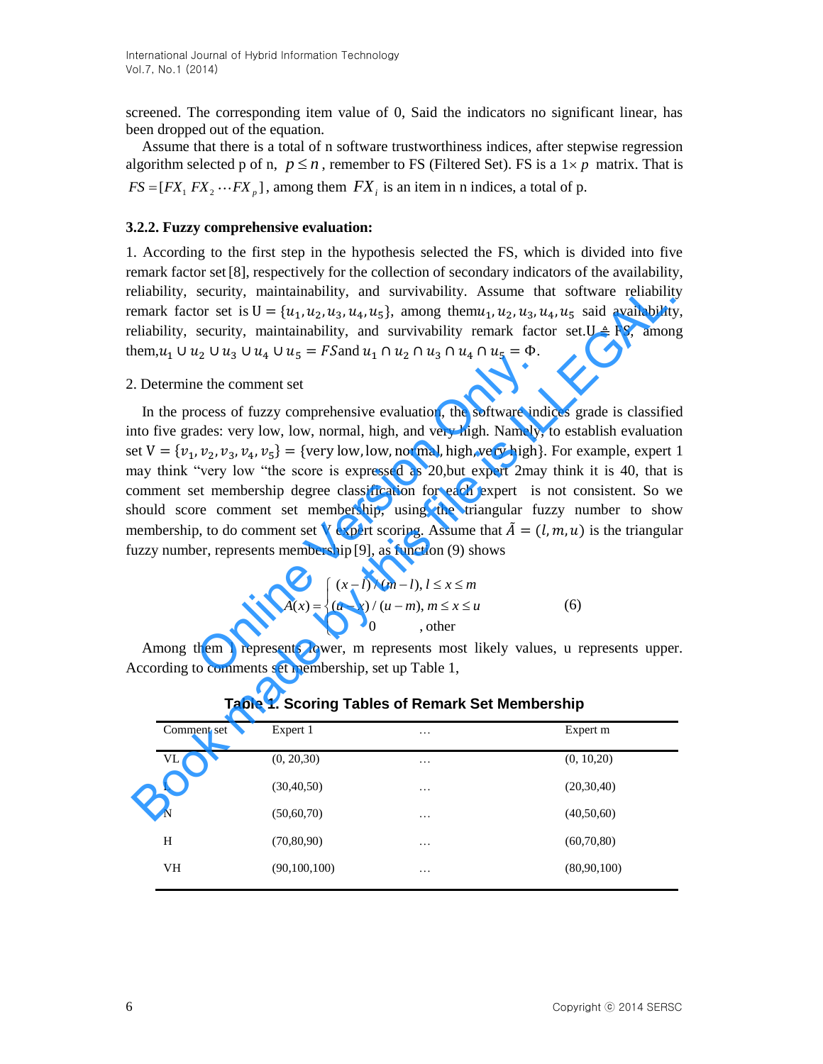screened. The corresponding item value of 0, Said the indicators no significant linear, has been dropped out of the equation.

Assume that there is a total of n software trustworthiness indices, after stepwise regression algorithm selected p of n, $p \le n$, remember to FS (Filtered Set). FS is a $1 \times p$ matrix. That is $FS = [FX_1\ FX_2 \cdots FX_p]$, among them $FX_i$ is an item in n indices, a total of p.

#### 3.2.2. Fuzzy comprehensive evaluation:

1. According to the first step in the hypothesis selected the FS, which is divided into five remark factor set [8], respectively for the collection of secondary indicators of the availability, reliability, security, maintainability, and survivability. Assume that software reliability remark factor set is $U = \{u_1, u_2, u_3, u_4, u_5\}$, among them $u_1, u_2, u_3, u_4, u_5$ said availability, reliability, security, maintainability, and survivability remark factor set. $U \triangleq FS$, among them, $u_1 \cup u_2 \cup u_3 \cup u_4 \cup u_5 = FS$ and $u_1 \cap u_2 \cap u_3 \cap u_4 \cap u_5 = \Phi$.

2. Determine the comment set

In the process of fuzzy comprehensive evaluation, the software indices grade is classified into five grades: very low, low, normal, high, and very high. Namely, to establish evaluation set $V = \{v_1, v_2, v_3, v_4, v_5\} = \{\text{very low}, \text{low}, \text{normal}, \text{high}, \text{very high}\}$. For example, expert 1 may think "very low "the score is expressed as 20,but expert 2may think it is 40, that is comment set membership degree classification for each expert is not consistent. So we should score comment set membership, using the triangular fuzzy number to show membership, to do comment set V expert scoring. Assume that $\tilde{A} = (l, m, u)$ is the triangular fuzzy number, represents membership [9], as function (9) shows

$$A(x) = \begin{cases} (x-l)/(m-l), & l \le x \le m \\ (u-x)/(u-m), & m \le x \le u \\ 0 & , \text{other} \end{cases} \tag{6}$$

Among them l represents lower, m represents most likely values, u represents upper. According to comments set membership, set up Table 1,

**Table 1. Scoring Tables of Remark Set Membership**

| Comment set | Expert 1 | … | Expert m |
|---|---|---|---|
| VL | (0, 20,30) | … | (0, 10,20) |
| L | (30,40,50) | … | (20,30,40) |
| N | (50,60,70) | … | (40,50,60) |
| H | (70,80,90) | … | (60,70,80) |
| VH | (90,100,100) | … | (80,90,100) |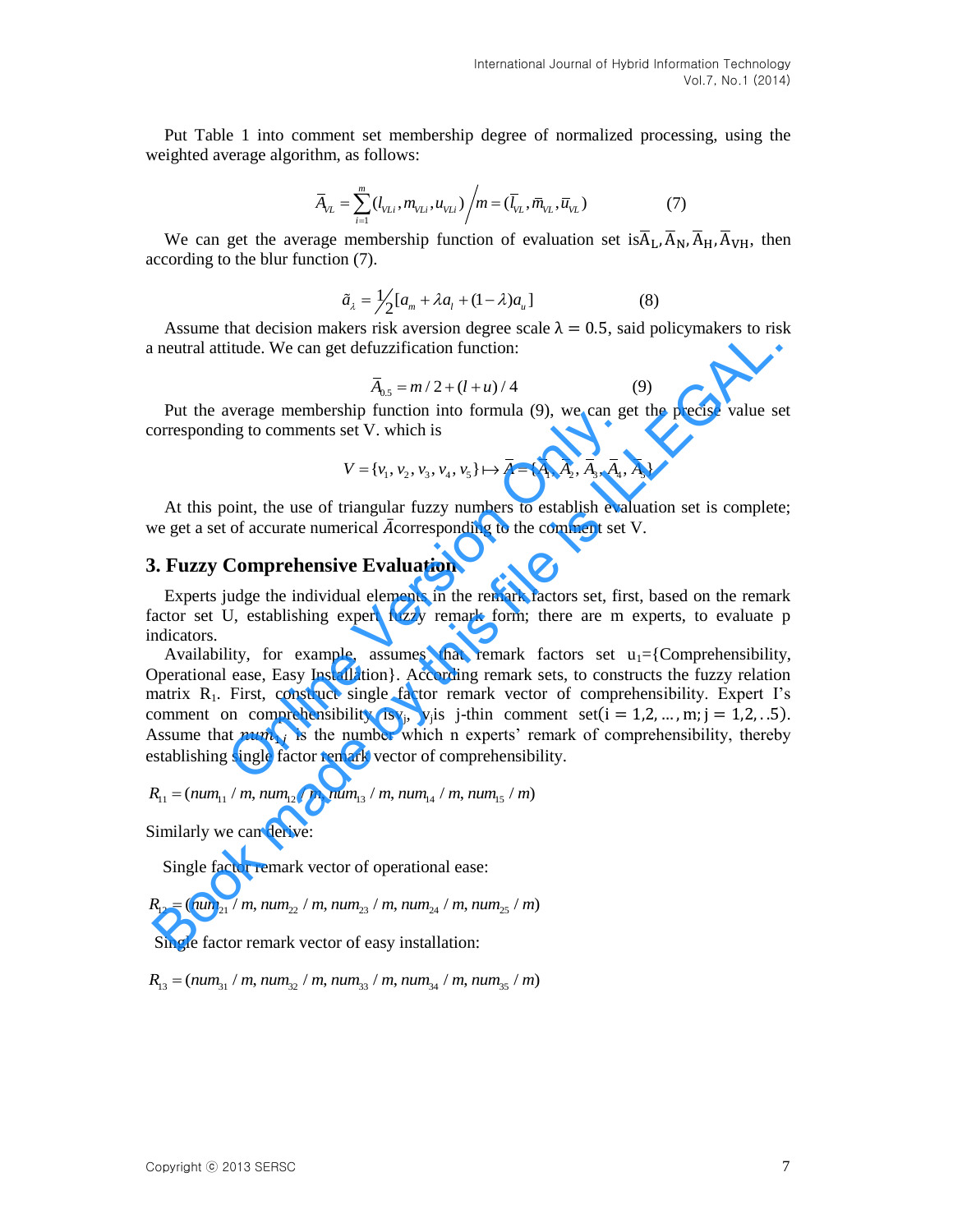Put Table 1 into comment set membership degree of normalized processing, using the weighted average algorithm, as follows:

$$\bar{A}_{VL} = \sum_{i=1}^{m} (l_{VLi}, m_{VLi}, u_{VLi}) \Big/ m = (\bar{l}_{VL}, \bar{m}_{VL}, \bar{u}_{VL}) \qquad (7)$$

We can get the average membership function of evaluation set is $\bar{A}_L, \bar{A}_N, \bar{A}_H, \bar{A}_{VH}$, then according to the blur function (7).

$$\tilde{a}_{\lambda} = \frac{1}{2}[a_m + \lambda a_l + (1-\lambda)a_u] \qquad (8)$$

Assume that decision makers risk aversion degree scale $\lambda = 0.5$, said policymakers to risk a neutral attitude. We can get defuzzification function:

$$\bar{A}_{0.5} = m/2 + (l+u)/4 \qquad (9)$$

Put the average membership function into formula (9), we can get the precise value set corresponding to comments set V. which is

$$V = \{v_1, v_2, v_3, v_4, v_5\} \mapsto \bar{A} = \{\bar{A}_1, \bar{A}_2, \bar{A}_3, \bar{A}_4, \bar{A}_5\}$$

At this point, the use of triangular fuzzy numbers to establish evaluation set is complete; we get a set of accurate numerical $\bar{A}$corresponding to the comment set V.

## 3. Fuzzy Comprehensive Evaluation

Experts judge the individual elements in the remark factors set, first, based on the remark factor set U, establishing expert fuzzy remark form; there are m experts, to evaluate p indicators.

Availability, for example, assumes that remark factors set $u_1$={Comprehensibility, Operational ease, Easy Installation}. According remark sets, to constructs the fuzzy relation matrix $R_1$. First, construct single factor remark vector of comprehensibility. Expert I's comment on comprehensibility is $v_j$, $v_j$is j-thin comment set$(i = 1,2, \ldots, m; j = 1,2, ..5)$. Assume that $num_{1j}$ is the number which n experts' remark of comprehensibility, thereby establishing single factor remark vector of comprehensibility.

$$R_{11} = (num_{11}/m, num_{12}/m, num_{13}/m, num_{14}/m, num_{15}/m)$$

Similarly we can derive:

Single factor remark vector of operational ease:

$$R_{12} = (num_{21}/m, num_{22}/m, num_{23}/m, num_{24}/m, num_{25}/m)$$

Single factor remark vector of easy installation:

$$R_{13} = (num_{31}/m, num_{32}/m, num_{33}/m, num_{34}/m, num_{35}/m)$$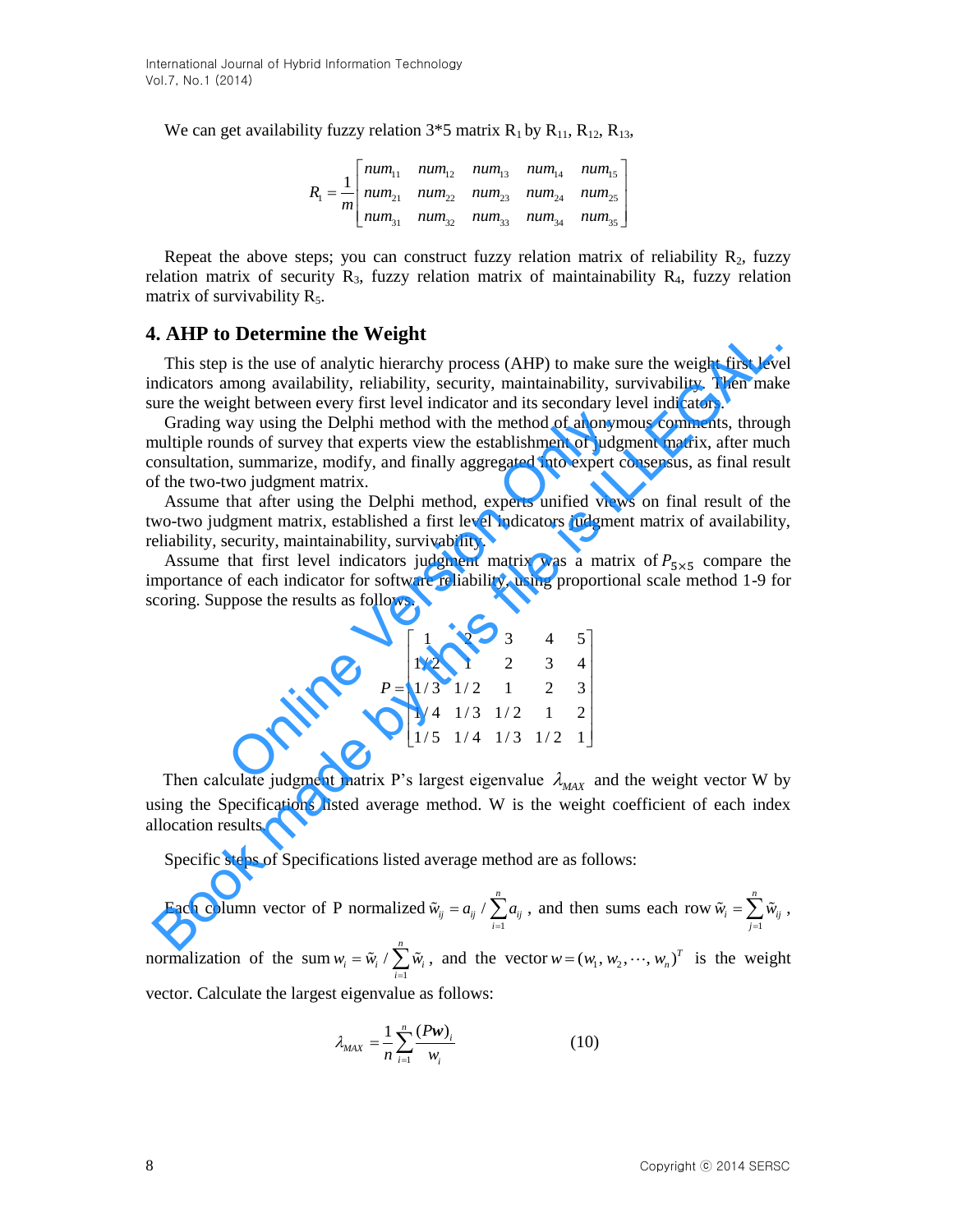We can get availability fuzzy relation 3*5 matrix $R_1$ by $R_{11}$, $R_{12}$, $R_{13}$,

$$R_1 = \frac{1}{m}\begin{bmatrix} num_{11} & num_{12} & num_{13} & num_{14} & num_{15} \\ num_{21} & num_{22} & num_{23} & num_{24} & num_{25} \\ num_{31} & num_{32} & num_{33} & num_{34} & num_{35} \end{bmatrix}$$

Repeat the above steps; you can construct fuzzy relation matrix of reliability $R_2$, fuzzy relation matrix of security $R_3$, fuzzy relation matrix of maintainability $R_4$, fuzzy relation matrix of survivability $R_5$.

## 4. AHP to Determine the Weight

This step is the use of analytic hierarchy process (AHP) to make sure the weight first level indicators among availability, reliability, security, maintainability, survivability. Then make sure the weight between every first level indicator and its secondary level indicators.

Grading way using the Delphi method with the method of anonymous comments, through multiple rounds of survey that experts view the establishment of judgment matrix, after much consultation, summarize, modify, and finally aggregated into expert consensus, as final result of the two-two judgment matrix.

Assume that after using the Delphi method, experts unified views on final result of the two-two judgment matrix, established a first level indicators judgment matrix of availability, reliability, security, maintainability, survivability.

Assume that first level indicators judgment matrix was a matrix of $P_{5\times5}$ compare the importance of each indicator for software reliability, using proportional scale method 1-9 for scoring. Suppose the results as follows.

$$P = \begin{bmatrix} 1 & 2 & 3 & 4 & 5 \\ 1/2 & 1 & 2 & 3 & 4 \\ 1/3 & 1/2 & 1 & 2 & 3 \\ 1/4 & 1/3 & 1/2 & 1 & 2 \\ 1/5 & 1/4 & 1/3 & 1/2 & 1 \end{bmatrix}$$

Then calculate judgment matrix P's largest eigenvalue $\lambda_{MAX}$ and the weight vector W by using the Specifications listed average method. W is the weight coefficient of each index allocation results.

Specific steps of Specifications listed average method are as follows:

Each column vector of P normalized $\tilde{w}_{ij} = a_{ij} / \sum_{i=1}^{n} a_{ij}$, and then sums each row $\tilde{w}_i = \sum_{j=1}^{n} \tilde{w}_{ij}$, normalization of the sum $w_i = \tilde{w}_i / \sum_{i=1}^{n} \tilde{w}_i$, and the vector $w = (w_1, w_2, \cdots, w_n)^T$ is the weight vector. Calculate the largest eigenvalue as follows:

$$\lambda_{MAX} = \frac{1}{n}\sum_{i=1}^{n} \frac{(P\boldsymbol{w})_i}{w_i} \qquad (10)$$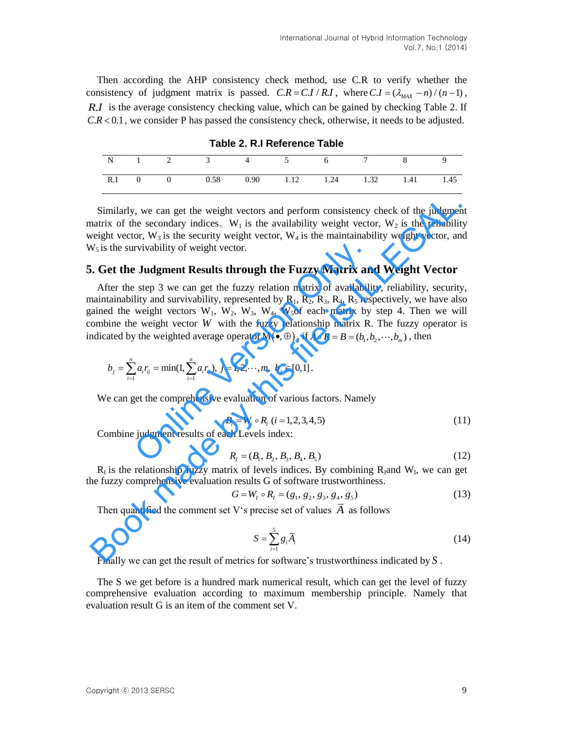Then according the AHP consistency check method, use C.R to verify whether the consistency of judgment matrix is passed. $C.R = C.I / R.I$, where $C.I = (\lambda_{MAX} - n)/(n-1)$, $R.I$ is the average consistency checking value, which can be gained by checking Table 2. If $C.R < 0.1$, we consider P has passed the consistency check, otherwise, it needs to be adjusted.

**Table 2. R.I Reference Table**

| N | 1 | 2 | 3 | 4 | 5 | 6 | 7 | 8 | 9 |
|---|---|---|---|---|---|---|---|---|---|
| R.I | 0 | 0 | 0.58 | 0.90 | 1.12 | 1.24 | 1.32 | 1.41 | 1.45 |

Similarly, we can get the weight vectors and perform consistency check of the judgment matrix of the secondary indices。 $W_1$ is the availability weight vector, $W_2$ is the reliability weight vector, $W_3$ is the security weight vector, $W_4$ is the maintainability weight vector, and $W_5$ is the survivability of weight vector.

## 5. Get the Judgment Results through the Fuzzy Matrix and Weight Vector

After the step 3 we can get the fuzzy relation matrix of availability, reliability, security, maintainability and survivability, represented by $R_1$, $R_2$, $R_3$, $R_4$, $R_5$ respectively, we have also gained the weight vectors $W_1$, $W_2$, $W_3$, $W_4$, $W_5$ of each matrix by step 4. Then we will combine the weight vector $W$ with the fuzzy relationship matrix R. The fuzzy operator is indicated by the weighted average operator $M(\bullet, \oplus)$, if $A \circ R = B = (b_1, b_2, \cdots, b_m)$, then

$$b_j = \sum_{i=1}^{n} a_i r_{ij} = \min(1, \sum_{i=1}^{n} a_i r_{ij}),\ j = 1, 2, \cdots, m,\ b_i \in [0,1].$$

We can get the comprehensive evaluation of various factors. Namely

$$B_i = W_i \circ R_i \ (i = 1,2,3,4,5) \tag{11}$$

Combine judgment results of each Levels index:

$$R_I = (B_1, B_2, B_3, B_4, B_5) \tag{12}$$

$R_I$ is the relationship fuzzy matrix of levels indices. By combining $R_I$ and $W_I$, we can get the fuzzy comprehensive evaluation results G of software trustworthiness.

$$G = W_I \circ R_I = (g_1, g_2, g_3, g_4, g_5) \tag{13}$$

Then quantified the comment set V's precise set of values $\bar{A}$ as follows

$$S = \sum_{i=1}^{5} g_i \bar{A}_i \tag{14}$$

Finally we can get the result of metrics for software's trustworthiness indicated by $S$.

The S we get before is a hundred mark numerical result, which can get the level of fuzzy comprehensive evaluation according to maximum membership principle. Namely that evaluation result G is an item of the comment set V.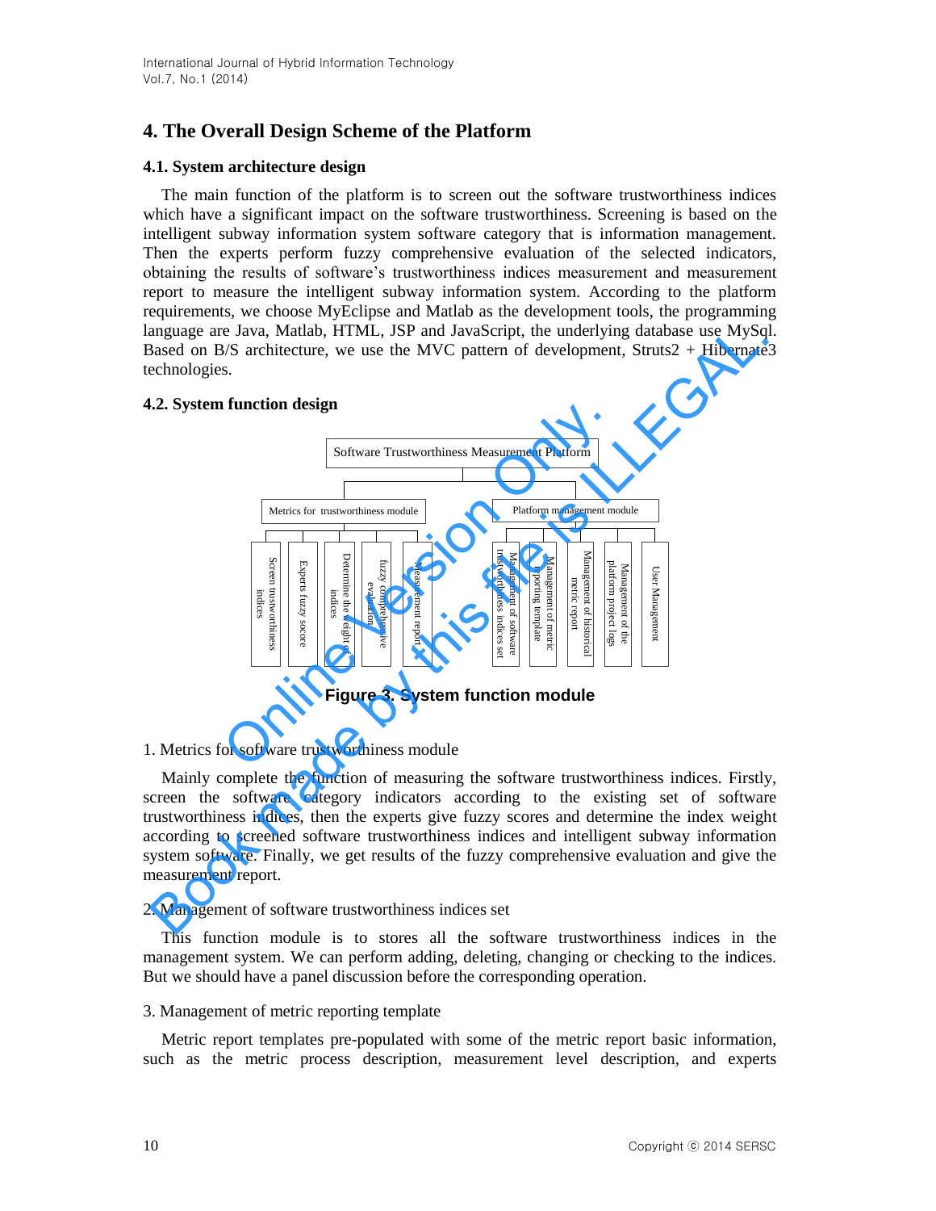## 4. The Overall Design Scheme of the Platform

### 4.1. System architecture design

The main function of the platform is to screen out the software trustworthiness indices which have a significant impact on the software trustworthiness. Screening is based on the intelligent subway information system software category that is information management. Then the experts perform fuzzy comprehensive evaluation of the selected indicators, obtaining the results of software's trustworthiness indices measurement and measurement report to measure the intelligent subway information system. According to the platform requirements, we choose MyEclipse and Matlab as the development tools, the programming language are Java, Matlab, HTML, JSP and JavaScript, the underlying database use MySql. Based on B/S architecture, we use the MVC pattern of development, Struts2 + Hibernate3 technologies.

### 4.2. System function design

Software Trustworthiness Measurement Platform

- Metrics for trustworthiness module
  - Screen trustworthiness indices
  - Experts fuzzy socore
  - Determine the weight of indices
  - fuzzy comprehensive evaluation
  - Measurement report
- Platform management module
  - Management of software trustworthiness indices set
  - Management of metric reporting template
  - Management of historical metric report
  - Management of the platform project logs
  - User Management

**Figure 3. System function module**

1. Metrics for software trustworthiness module

Mainly complete the function of measuring the software trustworthiness indices. Firstly, screen the software category indicators according to the existing set of software trustworthiness indices, then the experts give fuzzy scores and determine the index weight according to screened software trustworthiness indices and intelligent subway information system software. Finally, we get results of the fuzzy comprehensive evaluation and give the measurement report.

2. Management of software trustworthiness indices set

This function module is to stores all the software trustworthiness indices in the management system. We can perform adding, deleting, changing or checking to the indices. But we should have a panel discussion before the corresponding operation.

3. Management of metric reporting template

Metric report templates pre-populated with some of the metric report basic information, such as the metric process description, measurement level description, and experts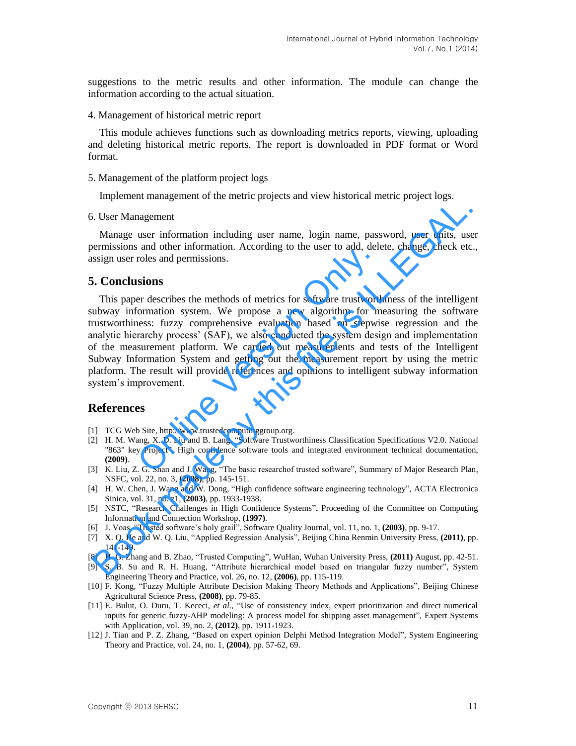suggestions to the metric results and other information. The module can change the information according to the actual situation.

4. Management of historical metric report

This module achieves functions such as downloading metrics reports, viewing, uploading and deleting historical metric reports. The report is downloaded in PDF format or Word format.

5. Management of the platform project logs

Implement management of the metric projects and view historical metric project logs.

6. User Management

Manage user information including user name, login name, password, user units, user permissions and other information. According to the user to add, delete, change, check etc., assign user roles and permissions.

## 5. Conclusions

This paper describes the methods of metrics for software trustworthiness of the intelligent subway information system. We propose a new algorithm for measuring the software trustworthiness: fuzzy comprehensive evaluation based on stepwise regression and the analytic hierarchy process' (SAF), we also conducted the system design and implementation of the measurement platform. We carried out measurements and tests of the Intelligent Subway Information System and getting out the measurement report by using the metric platform. The result will provide references and opinions to intelligent subway information system's improvement.

## References

[1] TCG Web Site, http://www.trustedcomputinggroup.org.
[2] H. M. Wang, X. D. Liu and B. Lang, "Software Trustworthiness Classification Specifications V2.0. National "863" key Project", High confidence software tools and integrated environment technical documentation, **(2009)**.
[3] K. Liu, Z. G. Shan and J. Wang, "The basic researchof trusted software", Summary of Major Research Plan, NSFC, vol. 22, no. 3, **(2008)**, pp. 145-151.
[4] H. W. Chen, J. Wang and W. Dong, "High confidence software engineering technology", ACTA Electronica Sinica, vol. 31, no. z1, **(2003)**, pp. 1933-1938.
[5] NSTC, "Research Challenges in High Confidence Systems", Proceeding of the Committee on Computing Information and Connection Workshop, **(1997)**.
[6] J. Voas, "Trusted software's holy grail", Software Quality Journal, vol. 11, no. 1, **(2003)**, pp. 9-17.
[7] X. Q. He and W. Q. Liu, "Applied Regression Analysis", Beijing China Renmin University Press, **(2011)**, pp. 141-149.
[8] H. G. Zhang and B. Zhao, "Trusted Computing", WuHan, Wuhan University Press, **(2011)** August, pp. 42-51.
[9] S. B. Su and R. H. Huang, "Attribute hierarchical model based on triangular fuzzy number", System Engineering Theory and Practice, vol. 26, no. 12, **(2006)**, pp. 115-119.
[10] F. Kong, "Fuzzy Multiple Attribute Decision Making Theory Methods and Applications", Beijing Chinese Agricultural Science Press, **(2008)**, pp. 79-85.
[11] E. Bulut, O. Duru, T. Kececi, *et al.*, "Use of consistency index, expert prioritization and direct numerical inputs for generic fuzzy-AHP modeling: A process model for shipping asset management", Expert Systems with Application, vol. 39, no. 2, **(2012)**, pp. 1911-1923.
[12] J. Tian and P. Z. Zhang, "Based on expert opinion Delphi Method Integration Model", System Engineering Theory and Practice, vol. 24, no. 1, **(2004)**, pp. 57-62, 69.